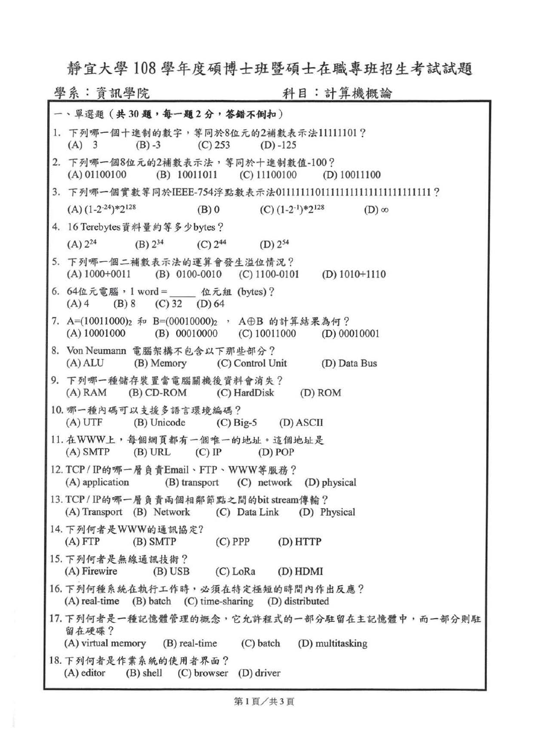# 靜宜大學 108 學年度碩博士班暨碩士在職專班招生考試試題

學系：資訊學院　　　　　　　　　　　科目：計算機概論

一、單選題（**共 30 題，每一題 2 分，答錯不倒扣**）

1. 下列哪一個十進制的數字，等同於8位元的2補數表示法11111101？
   (A) 3　(B) -3　(C) 253　(D) -125

2. 下列哪一個8位元的2補數表示法，等同於十進制數值-100？
   (A) 01100100　(B) 10011011　(C) 11100100　(D) 10011100

3. 下列哪一個實數等同於IEEE-754浮點數表示法01111111011111111111111111111111？
   (A) $(1-2^{-24})*2^{128}$　(B) 0　(C) $(1-2^{-1})*2^{128}$　(D) $\infty$

4. 16 Terebytes資料量約等多少bytes？
   (A) $2^{24}$　(B) $2^{34}$　(C) $2^{44}$　(D) $2^{54}$

5. 下列哪一個二補數表示法的運算會發生溢位情況？
   (A) 1000+0011　(B) 0100-0010　(C) 1100-0101　(D) 1010+1110

6. 64位元電腦，1 word = _____ 位元組 (bytes)？
   (A) 4　(B) 8　(C) 32　(D) 64

7. $A=(10011000)_2$ 和 $B=(00010000)_2$，$A \oplus B$ 的計算結果為何？
   (A) 10001000　(B) 00010000　(C) 10011000　(D) 00010001

8. Von Neumann 電腦架構不包含以下那些部分？
   (A) ALU　(B) Memory　(C) Control Unit　(D) Data Bus

9. 下列哪一種儲存裝置當電腦關機後資料會消失？
   (A) RAM　(B) CD-ROM　(C) HardDisk　(D) ROM

10. 哪一種內碼可以支援多語言環境編碼？
    (A) UTF　(B) Unicode　(C) Big-5　(D) ASCII

11. 在WWW上，每個網頁都有一個唯一的地址。這個地址是
    (A) SMTP　(B) URL　(C) IP　(D) POP

12. TCP / IP的哪一層負責Email、FTP、WWW等服務？
    (A) application　(B) transport　(C) network　(D) physical

13. TCP / IP的哪一層負責兩個相鄰節點之間的bit stream傳輸？
    (A) Transport　(B) Network　(C) Data Link　(D) Physical

14. 下列何者是WWW的通訊協定?
    (A) FTP　(B) SMTP　(C) PPP　(D) HTTP

15. 下列何者是無線通訊技術？
    (A) Firewire　(B) USB　(C) LoRa　(D) HDMI

16. 下列何種系統在執行工作時，必須在特定極短的時間內作出反應？
    (A) real-time　(B) batch　(C) time-sharing　(D) distributed

17. 下列何者是一種記憶體管理的概念，它允許程式的一部分駐留在主記憶體中，而一部分則駐留在硬碟？
    (A) virtual memory　(B) real-time　(C) batch　(D) multitasking

18. 下列何者是作業系統的使用者界面？
    (A) editor　(B) shell　(C) browser　(D) driver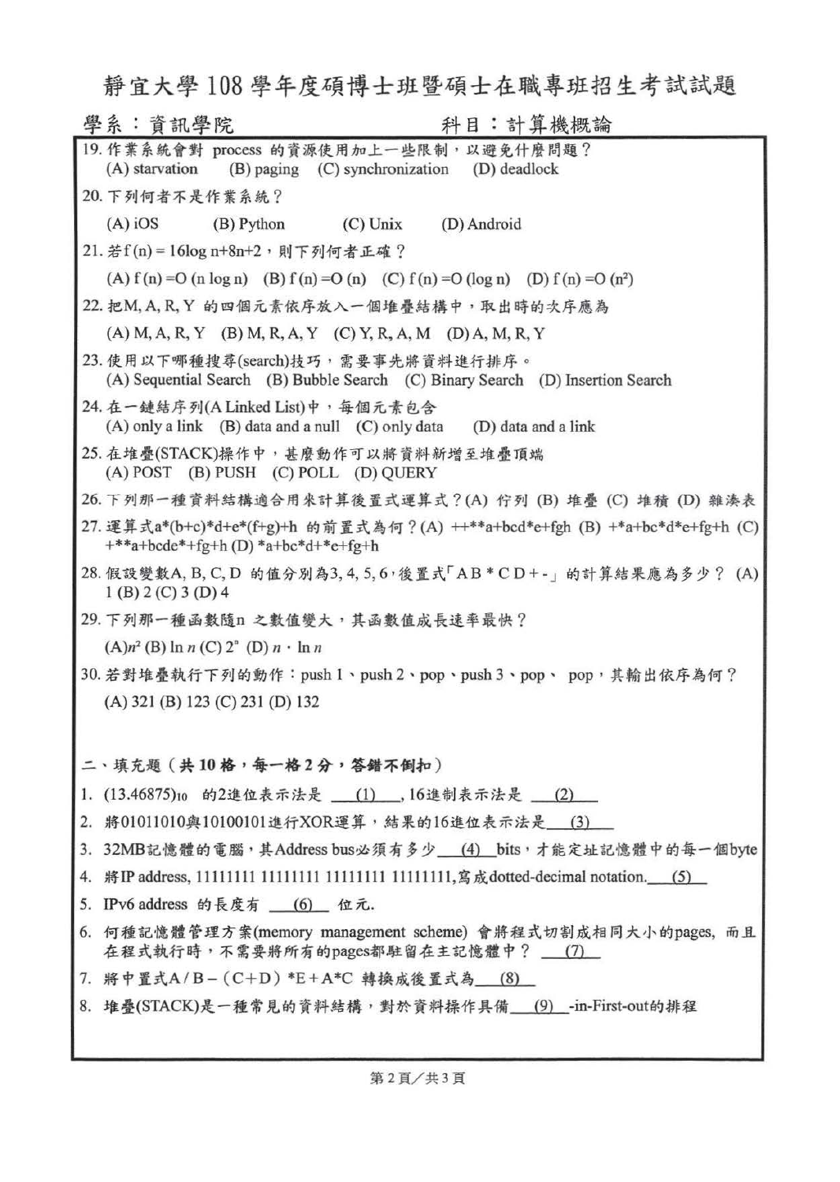# 靜宜大學 108 學年度碩博士班暨碩士在職專班招生考試試題

學系：資訊學院　　　　　　　　　　　科目：計算機概論

19. 作業系統會對 process 的資源使用加上一些限制，以避免什麼問題？
    (A) starvation　(B) paging　(C) synchronization　(D) deadlock

20. 下列何者不是作業系統？
    (A) iOS　(B) Python　(C) Unix　(D) Android

21. 若 $f(n) = 16\log n + 8n + 2$，則下列何者正確？
    (A) $f(n) = O(n \log n)$　(B) $f(n) = O(n)$　(C) $f(n) = O(\log n)$　(D) $f(n) = O(n^2)$

22. 把M, A, R, Y 的四個元素依序放入一個堆疊結構中，取出時的次序應為
    (A) M, A, R, Y　(B) M, R, A, Y　(C) Y, R, A, M　(D) A, M, R, Y

23. 使用以下哪種搜尋(search)技巧，需要事先將資料進行排序。
    (A) Sequential Search　(B) Bubble Search　(C) Binary Search　(D) Insertion Search

24. 在一鏈結序列(A Linked List)中，每個元素包含
    (A) only a link　(B) data and a null　(C) only data　(D) data and a link

25. 在堆疊(STACK)操作中，甚麼動作可以將資料新增至堆疊頂端
    (A) POST　(B) PUSH　(C) POLL　(D) QUERY

26. 下列那一種資料結構適合用來計算後置式運算式？(A) 佇列 (B) 堆疊 (C) 堆積 (D) 雜湊表

27. 運算式a*(b+c)*d+e*(f+g)+h 的前置式為何？(A) ++**a+bcd*e+fgh (B) +*a+bc*d*e+fg+h (C) +**a+bcde*+fg+h (D) *a+bc*d+*e+fg+h

28. 假設變數A, B, C, D 的值分別為3, 4, 5, 6，後置式「A B * C D + -」的計算結果應為多少？ (A) 1 (B) 2 (C) 3 (D) 4

29. 下列那一種函數隨n 之數值變大，其函數值成長速率最快？
    (A) $n^2$ (B) $\ln n$ (C) $2^n$ (D) $n \cdot \ln n$

30. 若對堆疊執行下列的動作：push 1、push 2、pop、push 3、pop、 pop，其輸出依序為何？
    (A) 321 (B) 123 (C) 231 (D) 132

## 二、填充題（共 10 格，每一格 2 分，答錯不倒扣）

1. $(13.46875)_{10}$ 的2進位表示法是 \_\_\_(1)\_\_\_，16進制表示法是 \_\_\_(2)\_\_\_
2. 將01011010與10100101進行XOR運算，結果的16進位表示法是\_\_\_(3)\_\_\_
3. 32MB記憶體的電腦，其Address bus必須有多少\_\_\_(4)\_\_\_bits，才能定址記憶體中的每一個byte
4. 將IP address, 11111111 11111111 11111111 11111111，寫成dotted-decimal notation.\_\_\_(5)\_\_\_
5. IPv6 address 的長度有 \_\_\_(6)\_\_\_ 位元.
6. 何種記憶體管理方案(memory management scheme) 會將程式切割成相同大小的pages，而且在程式執行時，不需要將所有的pages都駐留在主記憶體中？ \_\_\_(7)\_\_\_
7. 將中置式A / B－（C+D）*E＋A*C 轉換成後置式為\_\_\_(8)\_\_\_
8. 堆疊(STACK)是一種常見的資料結構，對於資料操作具備\_\_\_(9)\_\_\_-in-First-out的排程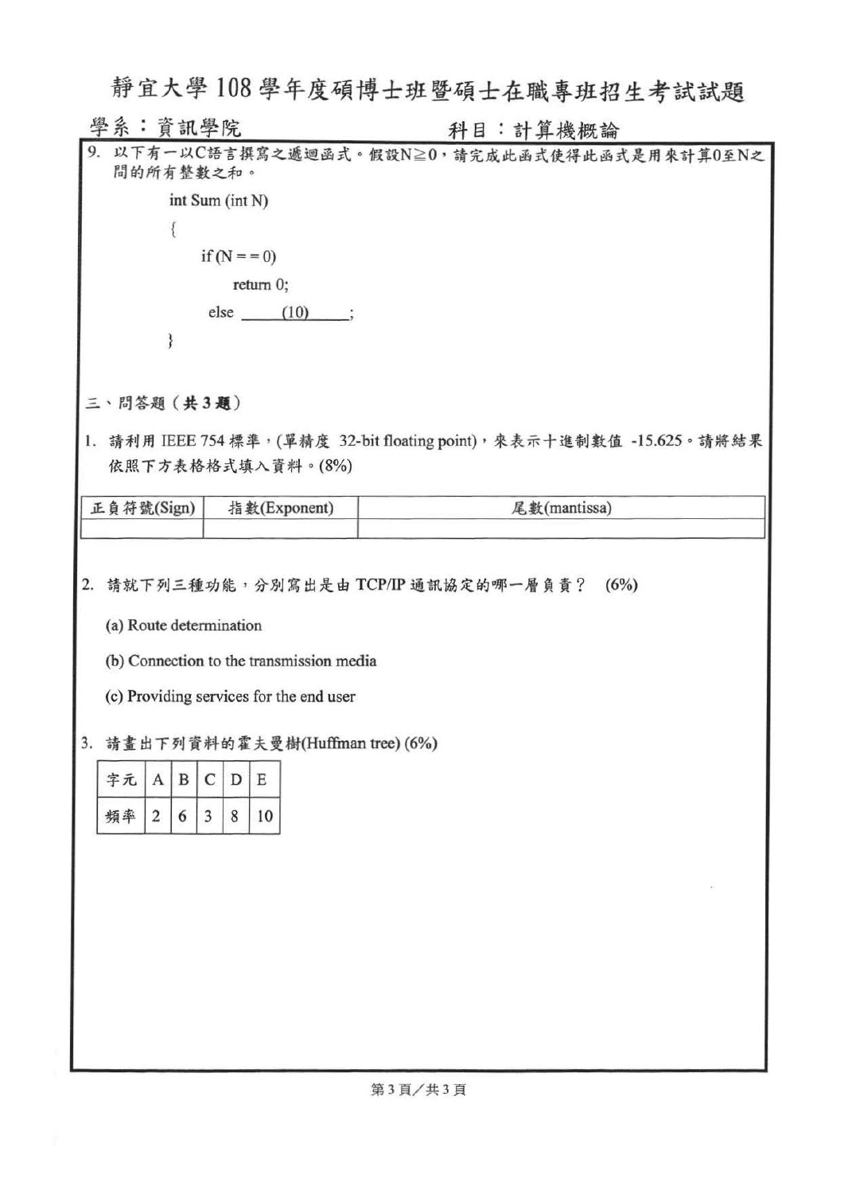# 靜宜大學 108 學年度碩博士班暨碩士在職專班招生考試試題

學系：資訊學院　　　　　　　　　　　　科目：計算機概論

9. 以下有一以C語言撰寫之遞迴函式。假設N≧0，請完成此函式使得此函式是用來計算0至N之間的所有整數之和。

```
int Sum (int N)
{
    if (N = = 0)
        return 0;
    else ____(10)____;
}
```

三、問答題（共 3 題）

1. 請利用 IEEE 754 標準，(單精度 32-bit floating point)，來表示十進制數值 -15.625。請將結果依照下方表格格式填入資料。(8%)

| 正負符號(Sign) | 指數(Exponent) | 尾數(mantissa) |
|---|---|---|
| | | |

2. 請就下列三種功能，分別寫出是由 TCP/IP 通訊協定的哪一層負責？ (6%)

   (a) Route determination

   (b) Connection to the transmission media

   (c) Providing services for the end user

3. 請畫出下列資料的霍夫曼樹(Huffman tree) (6%)

| 字元 | A | B | C | D | E |
|---|---|---|---|---|---|
| 頻率 | 2 | 6 | 3 | 8 | 10 |